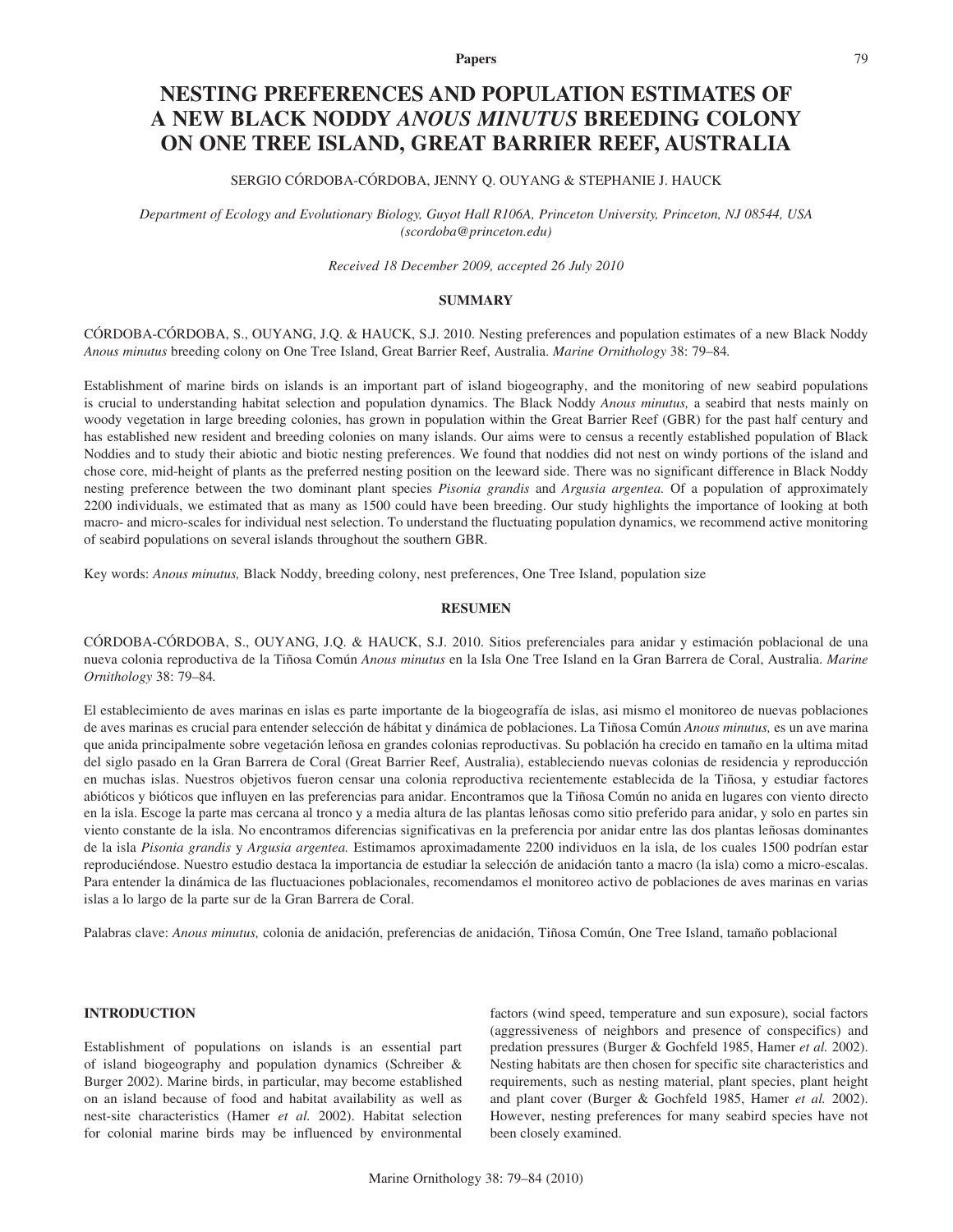# NESTING PREFERENCES AND POPULATION ESTIMATES OF A NEW BLACK NODDY *ANOUS MINUTUS* BREEDING COLONY ON ONE TREE ISLAND, GREAT BARRIER REEF, AUSTRALIA

SERGIO CÓRDOBA-CÓRDOBA, JENNY Q. OUYANG & STEPHANIE J. HAUCK

*Department of Ecology and Evolutionary Biology, Guyot Hall R106A, Princeton University, Princeton, NJ 08544, USA (scordoba@princeton.edu)*

*Received 18 December 2009, accepted 26 July 2010*

## SUMMARY

CÓRDOBA-CÓRDOBA, S., OUYANG, J.Q. & HAUCK, S.J. 2010. Nesting preferences and population estimates of a new Black Noddy *Anous minutus* breeding colony on One Tree Island, Great Barrier Reef, Australia. *Marine Ornithology* 38: 79–84.

Establishment of marine birds on islands is an important part of island biogeography, and the monitoring of new seabird populations is crucial to understanding habitat selection and population dynamics. The Black Noddy *Anous minutus,* a seabird that nests mainly on woody vegetation in large breeding colonies, has grown in population within the Great Barrier Reef (GBR) for the past half century and has established new resident and breeding colonies on many islands. Our aims were to census a recently established population of Black Noddies and to study their abiotic and biotic nesting preferences. We found that noddies did not nest on windy portions of the island and chose core, mid-height of plants as the preferred nesting position on the leeward side. There was no significant difference in Black Noddy nesting preference between the two dominant plant species *Pisonia grandis* and *Argusia argentea.* Of a population of approximately 2200 individuals, we estimated that as many as 1500 could have been breeding. Our study highlights the importance of looking at both macro- and micro-scales for individual nest selection. To understand the fluctuating population dynamics, we recommend active monitoring of seabird populations on several islands throughout the southern GBR.

Key words: *Anous minutus,* Black Noddy, breeding colony, nest preferences, One Tree Island, population size

## RESUMEN

CÓRDOBA-CÓRDOBA, S., OUYANG, J.Q. & HAUCK, S.J. 2010. Sitios preferenciales para anidar y estimación poblacional de una nueva colonia reproductiva de la Tiñosa Común *Anous minutus* en la Isla One Tree Island en la Gran Barrera de Coral, Australia. *Marine Ornithology* 38: 79–84.

El establecimiento de aves marinas en islas es parte importante de la biogeografía de islas, asi mismo el monitoreo de nuevas poblaciones de aves marinas es crucial para entender selección de hábitat y dinámica de poblaciones. La Tiñosa Común *Anous minutus,* es un ave marina que anida principalmente sobre vegetación leñosa en grandes colonias reproductivas. Su población ha crecido en tamaño en la ultima mitad del siglo pasado en la Gran Barrera de Coral (Great Barrier Reef, Australia), estableciendo nuevas colonias de residencia y reproducción en muchas islas. Nuestros objetivos fueron censar una colonia reproductiva recientemente establecida de la Tiñosa, y estudiar factores abióticos y bióticos que influyen en las preferencias para anidar. Encontramos que la Tiñosa Común no anida en lugares con viento directo en la isla. Escoge la parte mas cercana al tronco y a media altura de las plantas leñosas como sitio preferido para anidar, y solo en partes sin viento constante de la isla. No encontramos diferencias significativas en la preferencia por anidar entre las dos plantas leñosas dominantes de la isla *Pisonia grandis* y *Argusia argentea.* Estimamos aproximadamente 2200 individuos en la isla, de los cuales 1500 podrían estar reproduciéndose. Nuestro estudio destaca la importancia de estudiar la selección de anidación tanto a macro (la isla) como a micro-escalas. Para entender la dinámica de las fluctuaciones poblacionales, recomendamos el monitoreo activo de poblaciones de aves marinas en varias islas a lo largo de la parte sur de la Gran Barrera de Coral.

Palabras clave: *Anous minutus,* colonia de anidación, preferencias de anidación, Tiñosa Común, One Tree Island, tamaño poblacional

## INTRODUCTION

Establishment of populations on islands is an essential part of island biogeography and population dynamics (Schreiber & Burger 2002). Marine birds, in particular, may become established on an island because of food and habitat availability as well as nest-site characteristics (Hamer *et al.* 2002). Habitat selection for colonial marine birds may be influenced by environmental factors (wind speed, temperature and sun exposure), social factors (aggressiveness of neighbors and presence of conspecifics) and predation pressures (Burger & Gochfeld 1985, Hamer *et al.* 2002). Nesting habitats are then chosen for specific site characteristics and requirements, such as nesting material, plant species, plant height and plant cover (Burger & Gochfeld 1985, Hamer *et al.* 2002). However, nesting preferences for many seabird species have not been closely examined.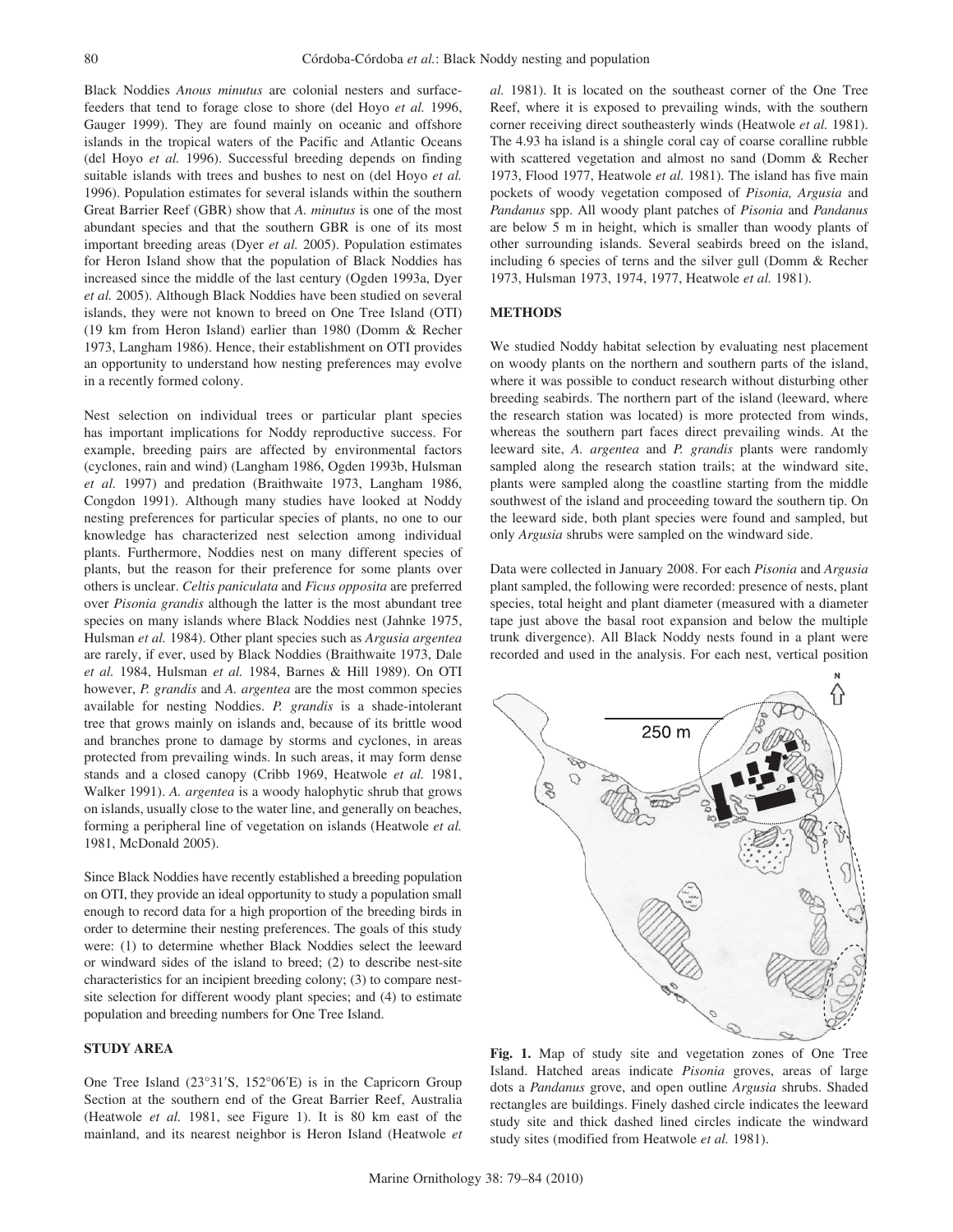Black Noddies *Anous minutus* are colonial nesters and surface-feeders that tend to forage close to shore (del Hoyo *et al.* 1996, Gauger 1999). They are found mainly on oceanic and offshore islands in the tropical waters of the Pacific and Atlantic Oceans (del Hoyo *et al.* 1996). Successful breeding depends on finding suitable islands with trees and bushes to nest on (del Hoyo *et al.* 1996). Population estimates for several islands within the southern Great Barrier Reef (GBR) show that *A. minutus* is one of the most abundant species and that the southern GBR is one of its most important breeding areas (Dyer *et al.* 2005). Population estimates for Heron Island show that the population of Black Noddies has increased since the middle of the last century (Ogden 1993a, Dyer *et al.* 2005). Although Black Noddies have been studied on several islands, they were not known to breed on One Tree Island (OTI) (19 km from Heron Island) earlier than 1980 (Domm & Recher 1973, Langham 1986). Hence, their establishment on OTI provides an opportunity to understand how nesting preferences may evolve in a recently formed colony.

Nest selection on individual trees or particular plant species has important implications for Noddy reproductive success. For example, breeding pairs are affected by environmental factors (cyclones, rain and wind) (Langham 1986, Ogden 1993b, Hulsman *et al.* 1997) and predation (Braithwaite 1973, Langham 1986, Congdon 1991). Although many studies have looked at Noddy nesting preferences for particular species of plants, no one to our knowledge has characterized nest selection among individual plants. Furthermore, Noddies nest on many different species of plants, but the reason for their preference for some plants over others is unclear. *Celtis paniculata* and *Ficus opposita* are preferred over *Pisonia grandis* although the latter is the most abundant tree species on many islands where Black Noddies nest (Jahnke 1975, Hulsman *et al.* 1984). Other plant species such as *Argusia argentea* are rarely, if ever, used by Black Noddies (Braithwaite 1973, Dale *et al.* 1984, Hulsman *et al.* 1984, Barnes & Hill 1989). On OTI however, *P. grandis* and *A. argentea* are the most common species available for nesting Noddies. *P. grandis* is a shade-intolerant tree that grows mainly on islands and, because of its brittle wood and branches prone to damage by storms and cyclones, in areas protected from prevailing winds. In such areas, it may form dense stands and a closed canopy (Cribb 1969, Heatwole *et al.* 1981, Walker 1991). *A. argentea* is a woody halophytic shrub that grows on islands, usually close to the water line, and generally on beaches, forming a peripheral line of vegetation on islands (Heatwole *et al.* 1981, McDonald 2005).

Since Black Noddies have recently established a breeding population on OTI, they provide an ideal opportunity to study a population small enough to record data for a high proportion of the breeding birds in order to determine their nesting preferences. The goals of this study were: (1) to determine whether Black Noddies select the leeward or windward sides of the island to breed; (2) to describe nest-site characteristics for an incipient breeding colony; (3) to compare nest-site selection for different woody plant species; and (4) to estimate population and breeding numbers for One Tree Island.

## STUDY AREA

One Tree Island (23°31′S, 152°06′E) is in the Capricorn Group Section at the southern end of the Great Barrier Reef, Australia (Heatwole *et al.* 1981, see Figure 1). It is 80 km east of the mainland, and its nearest neighbor is Heron Island (Heatwole *et al.* 1981). It is located on the southeast corner of the One Tree Reef, where it is exposed to prevailing winds, with the southern corner receiving direct southeasterly winds (Heatwole *et al.* 1981). The 4.93 ha island is a shingle coral cay of coarse coralline rubble with scattered vegetation and almost no sand (Domm & Recher 1973, Flood 1977, Heatwole *et al.* 1981). The island has five main pockets of woody vegetation composed of *Pisonia, Argusia* and *Pandanus* spp. All woody plant patches of *Pisonia* and *Pandanus* are below 5 m in height, which is smaller than woody plants of other surrounding islands. Several seabirds breed on the island, including 6 species of terns and the silver gull (Domm & Recher 1973, Hulsman 1973, 1974, 1977, Heatwole *et al.* 1981).

## METHODS

We studied Noddy habitat selection by evaluating nest placement on woody plants on the northern and southern parts of the island, where it was possible to conduct research without disturbing other breeding seabirds. The northern part of the island (leeward, where the research station was located) is more protected from winds, whereas the southern part faces direct prevailing winds. At the leeward site, *A. argentea* and *P. grandis* plants were randomly sampled along the research station trails; at the windward site, plants were sampled along the coastline starting from the middle southwest of the island and proceeding toward the southern tip. On the leeward side, both plant species were found and sampled, but only *Argusia* shrubs were sampled on the windward side.

Data were collected in January 2008. For each *Pisonia* and *Argusia* plant sampled, the following were recorded: presence of nests, plant species, total height and plant diameter (measured with a diameter tape just above the basal root expansion and below the multiple trunk divergence). All Black Noddy nests found in a plant were recorded and used in the analysis. For each nest, vertical position

N

250 m

**Fig. 1.** Map of study site and vegetation zones of One Tree Island. Hatched areas indicate *Pisonia* groves, areas of large dots a *Pandanus* grove, and open outline *Argusia* shrubs. Shaded rectangles are buildings. Finely dashed circle indicates the leeward study site and thick dashed lined circles indicate the windward study sites (modified from Heatwole *et al.* 1981).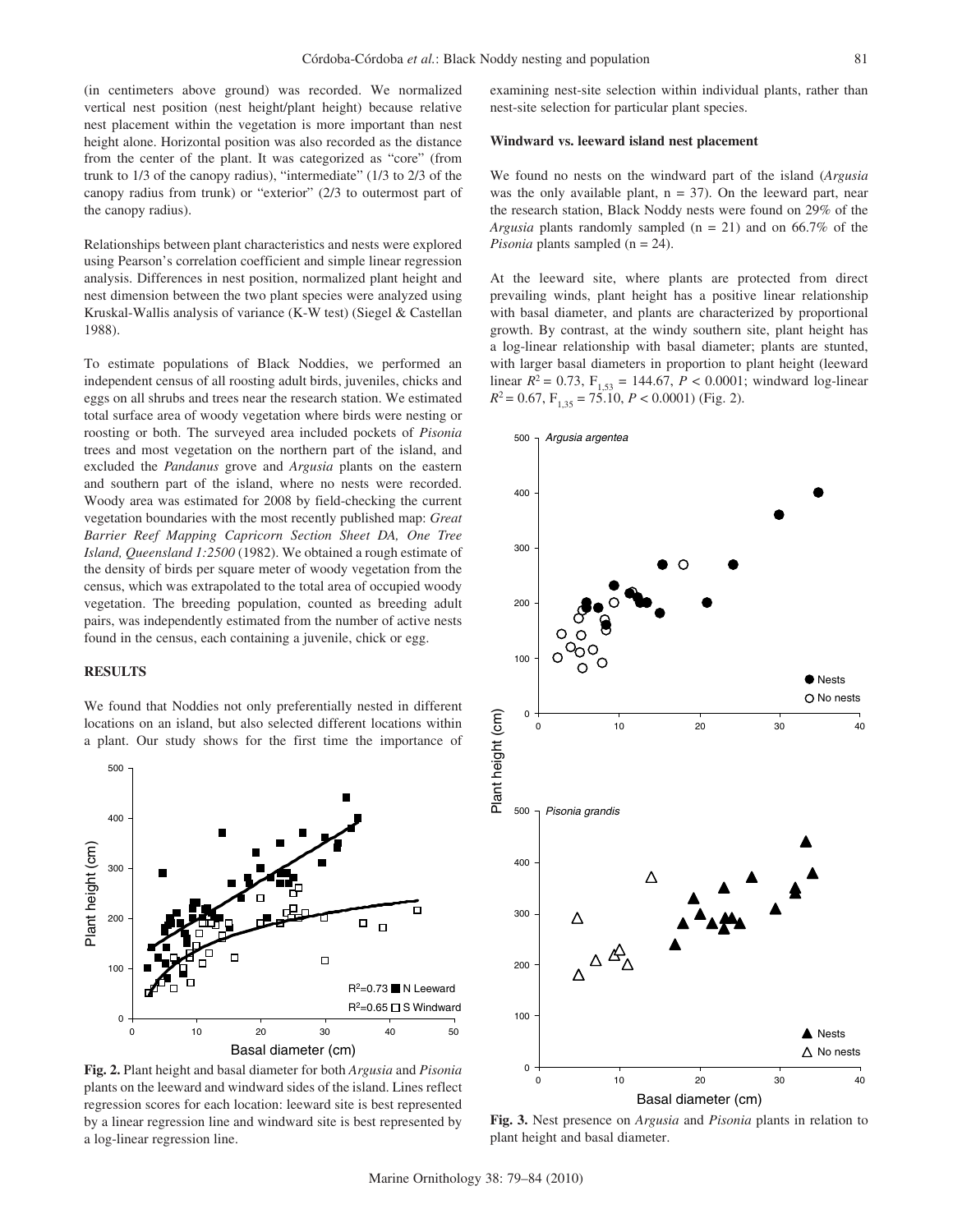(in centimeters above ground) was recorded. We normalized vertical nest position (nest height/plant height) because relative nest placement within the vegetation is more important than nest height alone. Horizontal position was also recorded as the distance from the center of the plant. It was categorized as "core" (from trunk to 1/3 of the canopy radius), "intermediate" (1/3 to 2/3 of the canopy radius from trunk) or "exterior" (2/3 to outermost part of the canopy radius).

Relationships between plant characteristics and nests were explored using Pearson's correlation coefficient and simple linear regression analysis. Differences in nest position, normalized plant height and nest dimension between the two plant species were analyzed using Kruskal-Wallis analysis of variance (K-W test) (Siegel & Castellan 1988).

To estimate populations of Black Noddies, we performed an independent census of all roosting adult birds, juveniles, chicks and eggs on all shrubs and trees near the research station. We estimated total surface area of woody vegetation where birds were nesting or roosting or both. The surveyed area included pockets of *Pisonia* trees and most vegetation on the northern part of the island, and excluded the *Pandanus* grove and *Argusia* plants on the eastern and southern part of the island, where no nests were recorded. Woody area was estimated for 2008 by field-checking the current vegetation boundaries with the most recently published map: *Great Barrier Reef Mapping Capricorn Section Sheet DA, One Tree Island, Queensland 1:2500* (1982). We obtained a rough estimate of the density of birds per square meter of woody vegetation from the census, which was extrapolated to the total area of occupied woody vegetation. The breeding population, counted as breeding adult pairs, was independently estimated from the number of active nests found in the census, each containing a juvenile, chick or egg.

## RESULTS

We found that Noddies not only preferentially nested in different locations on an island, but also selected different locations within a plant. Our study shows for the first time the importance of examining nest-site selection within individual plants, rather than nest-site selection for particular plant species.

### Windward vs. leeward island nest placement

We found no nests on the windward part of the island (*Argusia* was the only available plant, n = 37). On the leeward part, near the research station, Black Noddy nests were found on 29% of the *Argusia* plants randomly sampled (n = 21) and on 66.7% of the *Pisonia* plants sampled (n = 24).

At the leeward site, where plants are protected from direct prevailing winds, plant height has a positive linear relationship with basal diameter, and plants are characterized by proportional growth. By contrast, at the windy southern site, plant height has a log-linear relationship with basal diameter; plants are stunted, with larger basal diameters in proportion to plant height (leeward linear $R^2 = 0.73$, $F_{1,53} = 144.67$, $P < 0.0001$; windward log-linear $R^2 = 0.67$, $F_{1,35} = 75.10$, $P < 0.0001$) (Fig. 2).

Plant height (cm)
Basal diameter (cm)
$R^2$=0.73 ■ N Leeward
$R^2$=0.65 □ S Windward

**Fig. 2.** Plant height and basal diameter for both *Argusia* and *Pisonia* plants on the leeward and windward sides of the island. Lines reflect regression scores for each location: leeward site is best represented by a linear regression line and windward site is best represented by a log-linear regression line.

*Argusia argentea*
*Pisonia grandis*
Plant height (cm)
Basal diameter (cm)
● Nests
○ No nests
▲ Nests
△ No nests

**Fig. 3.** Nest presence on *Argusia* and *Pisonia* plants in relation to plant height and basal diameter.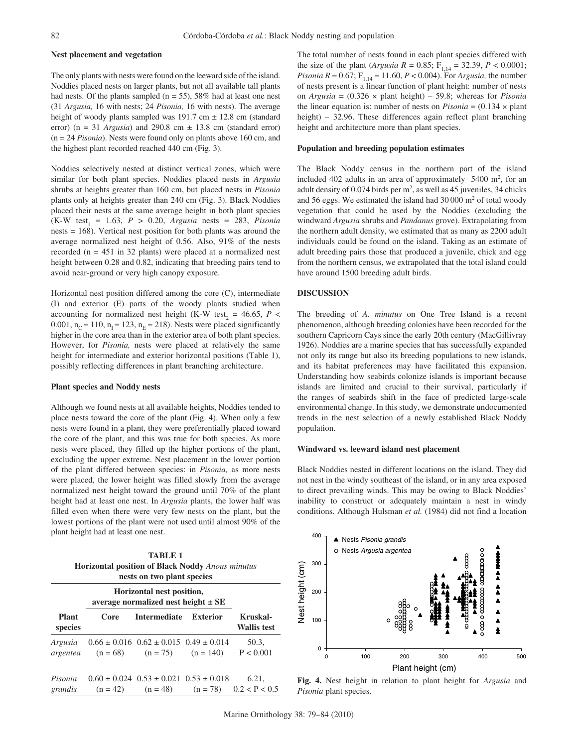### Nest placement and vegetation

The only plants with nests were found on the leeward side of the island. Noddies placed nests on larger plants, but not all available tall plants had nests. Of the plants sampled (n = 55), 58% had at least one nest (31 *Argusia,* 16 with nests; 24 *Pisonia,* 16 with nests). The average height of woody plants sampled was 191.7 cm ± 12.8 cm (standard error) (n = 31 *Argusia*) and 290.8 cm ± 13.8 cm (standard error) (n = 24 *Pisonia*). Nests were found only on plants above 160 cm, and the highest plant recorded reached 440 cm (Fig. 3).

Noddies selectively nested at distinct vertical zones, which were similar for both plant species. Noddies placed nests in *Argusia* shrubs at heights greater than 160 cm, but placed nests in *Pisonia* plants only at heights greater than 240 cm (Fig. 3). Black Noddies placed their nests at the same average height in both plant species (K-W $test_1$ = 1.63, $P > 0.20$, *Argusia* nests = 283, *Pisonia* nests = 168). Vertical nest position for both plants was around the average normalized nest height of 0.56. Also, 91% of the nests recorded (n = 451 in 32 plants) were placed at a normalized nest height between 0.28 and 0.82, indicating that breeding pairs tend to avoid near-ground or very high canopy exposure.

Horizontal nest position differed among the core (C), intermediate (I) and exterior (E) parts of the woody plants studied when accounting for normalized nest height (K-W $test_2$ = 46.65, $P < 0.001$, $n_C = 110$, $n_I = 123$, $n_E = 218$). Nests were placed significantly higher in the core area than in the exterior area of both plant species. However, for *Pisonia,* nests were placed at relatively the same height for intermediate and exterior horizontal positions (Table 1), possibly reflecting differences in plant branching architecture.

### Plant species and Noddy nests

Although we found nests at all available heights, Noddies tended to place nests toward the core of the plant (Fig. 4). When only a few nests were found in a plant, they were preferentially placed toward the core of the plant, and this was true for both species. As more nests were placed, they filled up the higher portions of the plant, excluding the upper extreme. Nest placement in the lower portion of the plant differed between species: in *Pisonia,* as more nests were placed, the lower height was filled slowly from the average normalized nest height toward the ground until 70% of the plant height had at least one nest. In *Argusia* plants, the lower half was filled even when there were very few nests on the plant, but the lowest portions of the plant were not used until almost 90% of the plant height had at least one nest.

**TABLE 1**
**Horizontal position of Black Noddy *Anous minutus* nests on two plant species**

| Plant species | Horizontal nest position, average normalized nest height ± SE | | | Kruskal-Wallis test |
|---|---|---|---|---|
| | Core | Intermediate | Exterior | |
| *Argusia argentea* | 0.66 ± 0.016 (n = 68) | 0.62 ± 0.015 (n = 75) | 0.49 ± 0.014 (n = 140) | 50.3, P < 0.001 |
| *Pisonia grandis* | 0.60 ± 0.024 (n = 42) | 0.53 ± 0.021 (n = 48) | 0.53 ± 0.018 (n = 78) | 6.21, 0.2 < P < 0.5 |

The total number of nests found in each plant species differed with the size of the plant (*Argusia* $R = 0.85$; $F_{1,14} = 32.39$, $P < 0.0001$; *Pisonia* $R = 0.67$; $F_{1,14} = 11.60$, $P < 0.004$). For *Argusia,* the number of nests present is a linear function of plant height: number of nests on *Argusia* = (0.326 × plant height) – 59.8; whereas for *Pisonia* the linear equation is: number of nests on *Pisonia* = (0.134 × plant height) – 32.96. These differences again reflect plant branching height and architecture more than plant species.

### Population and breeding population estimates

The Black Noddy census in the northern part of the island included 402 adults in an area of approximately 5400 $m^2$, for an adult density of 0.074 birds per $m^2$, as well as 45 juveniles, 34 chicks and 56 eggs. We estimated the island had 30 000 $m^2$ of total woody vegetation that could be used by the Noddies (excluding the windward *Argusia* shrubs and *Pandanus* grove). Extrapolating from the northern adult density, we estimated that as many as 2200 adult individuals could be found on the island. Taking as an estimate of adult breeding pairs those that produced a juvenile, chick and egg from the northern census, we extrapolated that the total island could have around 1500 breeding adult birds.

## DISCUSSION

The breeding of *A. minutus* on One Tree Island is a recent phenomenon, although breeding colonies have been recorded for the southern Capricorn Cays since the early 20th century (MacGillivray 1926). Noddies are a marine species that has successfully expanded not only its range but also its breeding populations to new islands, and its habitat preferences may have facilitated this expansion. Understanding how seabirds colonize islands is important because islands are limited and crucial to their survival, particularly if the ranges of seabirds shift in the face of predicted large-scale environmental change. In this study, we demonstrate undocumented trends in the nest selection of a newly established Black Noddy population.

### Windward vs. leeward island nest placement

Black Noddies nested in different locations on the island. They did not nest in the windy southeast of the island, or in any area exposed to direct prevailing winds. This may be owing to Black Noddies' inability to construct or adequately maintain a nest in windy conditions. Although Hulsman *et al.* (1984) did not find a location

**Fig. 4.** Nest height in relation to plant height for *Argusia* and *Pisonia* plant species.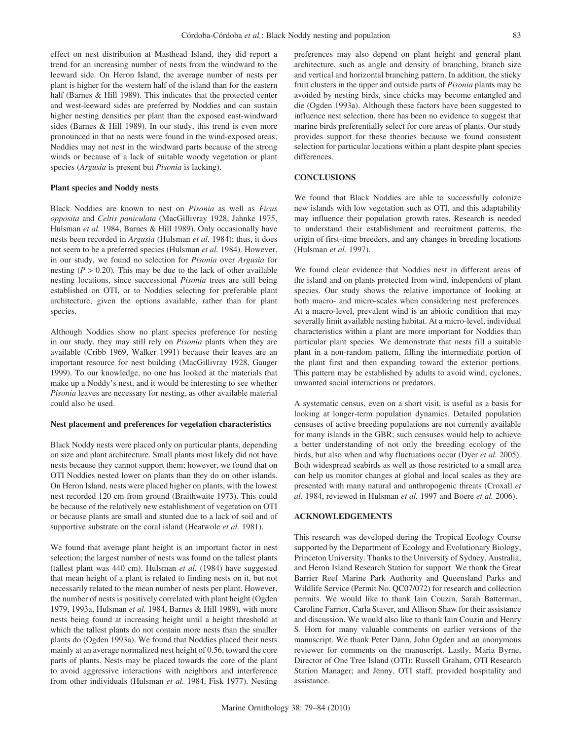effect on nest distribution at Masthead Island, they did report a trend for an increasing number of nests from the windward to the leeward side. On Heron Island, the average number of nests per plant is higher for the western half of the island than for the eastern half (Barnes & Hill 1989). This indicates that the protected center and west-leeward sides are preferred by Noddies and can sustain higher nesting densities per plant than the exposed east-windward sides (Barnes & Hill 1989). In our study, this trend is even more pronounced in that no nests were found in the wind-exposed areas; Noddies may not nest in the windward parts because of the strong winds or because of a lack of suitable woody vegetation or plant species (*Argusia* is present but *Pisonia* is lacking).

### Plant species and Noddy nests

Black Noddies are known to nest on *Pisonia* as well as *Ficus opposita* and *Celtis paniculata* (MacGillivray 1928, Jahnke 1975, Hulsman *et al.* 1984, Barnes & Hill 1989). Only occasionally have nests been recorded in *Argusia* (Hulsman *et al.* 1984); thus, it does not seem to be a preferred species (Hulsman *et al.* 1984). However, in our study, we found no selection for *Pisonia* over *Argusia* for nesting ($P > 0.20$). This may be due to the lack of other available nesting locations, since successional *Pisonia* trees are still being established on OTI, or to Noddies selecting for preferable plant architecture, given the options available, rather than for plant species.

Although Noddies show no plant species preference for nesting in our study, they may still rely on *Pisonia* plants when they are available (Cribb 1969, Walker 1991) because their leaves are an important resource for nest building (MacGillivray 1928, Gauger 1999). To our knowledge, no one has looked at the materials that make up a Noddy's nest, and it would be interesting to see whether *Pisonia* leaves are necessary for nesting, as other available material could also be used.

### Nest placement and preferences for vegetation characteristics

Black Noddy nests were placed only on particular plants, depending on size and plant architecture. Small plants most likely did not have nests because they cannot support them; however, we found that on OTI Noddies nested lower on plants than they do on other islands. On Heron Island, nests were placed higher on plants, with the lowest nest recorded 120 cm from ground (Braithwaite 1973). This could be because of the relatively new establishment of vegetation on OTI or because plants are small and stunted due to a lack of soil and of supportive substrate on the coral island (Heatwole *et al.* 1981).

We found that average plant height is an important factor in nest selection; the largest number of nests was found on the tallest plants (tallest plant was 440 cm). Hulsman *et al.* (1984) have suggested that mean height of a plant is related to finding nests on it, but not necessarily related to the mean number of nests per plant. However, the number of nests is positively correlated with plant height (Ogden 1979, 1993a, Hulsman *et al.* 1984, Barnes & Hill 1989), with more nests being found at increasing height until a height threshold at which the tallest plants do not contain more nests than the smaller plants do (Ogden 1993a). We found that Noddies placed their nests mainly at an average normalized nest height of 0.56, toward the core parts of plants. Nests may be placed towards the core of the plant to avoid aggressive interactions with neighbors and interference from other individuals (Hulsman *et al.* 1984, Fisk 1977). Nesting preferences may also depend on plant height and general plant architecture, such as angle and density of branching, branch size and vertical and horizontal branching pattern. In addition, the sticky fruit clusters in the upper and outside parts of *Pisonia* plants may be avoided by nesting birds, since chicks may become entangled and die (Ogden 1993a). Although these factors have been suggested to influence nest selection, there has been no evidence to suggest that marine birds preferentially select for core areas of plants. Our study provides support for these theories because we found consistent selection for particular locations within a plant despite plant species differences.

## CONCLUSIONS

We found that Black Noddies are able to successfully colonize new islands with low vegetation such as OTI, and this adaptability may influence their population growth rates. Research is needed to understand their establishment and recruitment patterns, the origin of first-time breeders, and any changes in breeding locations (Hulsman *et al.* 1997).

We found clear evidence that Noddies nest in different areas of the island and on plants protected from wind, independent of plant species. Our study shows the relative importance of looking at both macro- and micro-scales when considering nest preferences. At a macro-level, prevalent wind is an abiotic condition that may severally limit available nesting habitat. At a micro-level, individual characteristics within a plant are more important for Noddies than particular plant species. We demonstrate that nests fill a suitable plant in a non-random pattern, filling the intermediate portion of the plant first and then expanding toward the exterior portions. This pattern may be established by adults to avoid wind, cyclones, unwanted social interactions or predators.

A systematic census, even on a short visit, is useful as a basis for looking at longer-term population dynamics. Detailed population censuses of active breeding populations are not currently available for many islands in the GBR; such censuses would help to achieve a better understanding of not only the breeding ecology of the birds, but also when and why fluctuations occur (Dyer *et al.* 2005). Both widespread seabirds as well as those restricted to a small area can help us monitor changes at global and local scales as they are presented with many natural and anthropogenic threats (Croxall *et al.* 1984, reviewed in Hulsman *et al.* 1997 and Boere *et al.* 2006).

## ACKNOWLEDGEMENTS

This research was developed during the Tropical Ecology Course supported by the Department of Ecology and Evolutionary Biology, Princeton University. Thanks to the University of Sydney, Australia, and Heron Island Research Station for support. We thank the Great Barrier Reef Marine Park Authority and Queensland Parks and Wildlife Service (Permit No. QC07/072) for research and collection permits. We would like to thank Iain Couzin, Sarah Batterman, Caroline Farrior, Carla Staver, and Allison Shaw for their assistance and discussion. We would also like to thank Iain Couzin and Henry S. Horn for many valuable comments on earlier versions of the manuscript. We thank Peter Dann, John Ogden and an anonymous reviewer for comments on the manuscript. Lastly, Maria Byrne, Director of One Tree Island (OTI); Russell Graham, OTI Research Station Manager; and Jenny, OTI staff, provided hospitality and assistance.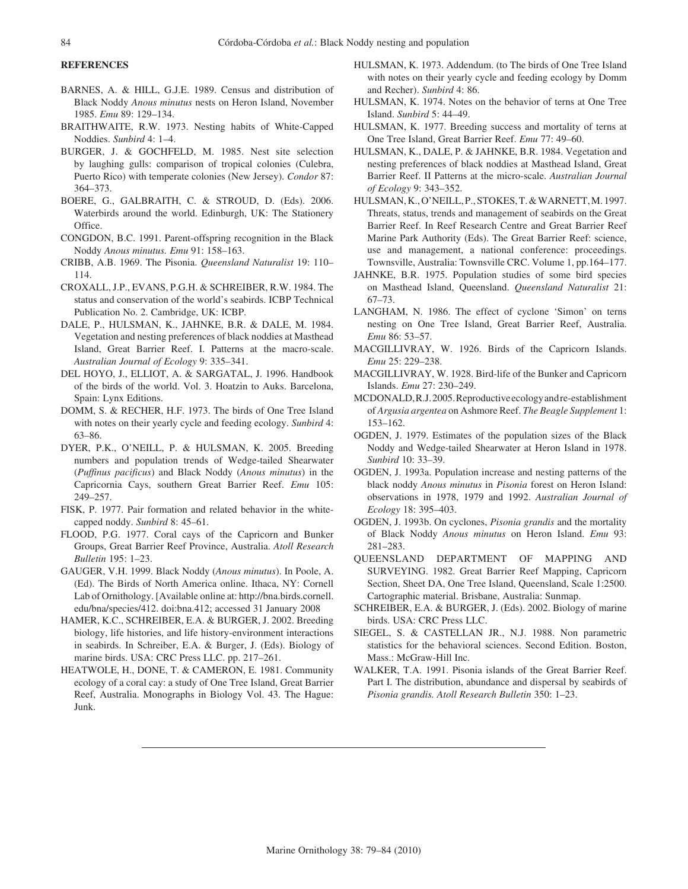## REFERENCES

BARNES, A. & HILL, G.J.E. 1989. Census and distribution of Black Noddy *Anous minutus* nests on Heron Island, November 1985. *Emu* 89: 129–134.

BRAITHWAITE, R.W. 1973. Nesting habits of White-Capped Noddies. *Sunbird* 4: 1–4.

BURGER, J. & GOCHFELD, M. 1985. Nest site selection by laughing gulls: comparison of tropical colonies (Culebra, Puerto Rico) with temperate colonies (New Jersey). *Condor* 87: 364–373.

BOERE, G., GALBRAITH, C. & STROUD, D. (Eds). 2006. Waterbirds around the world. Edinburgh, UK: The Stationery Office.

CONGDON, B.C. 1991. Parent-offspring recognition in the Black Noddy *Anous minutus*. *Emu* 91: 158–163.

CRIBB, A.B. 1969. The Pisonia. *Queensland Naturalist* 19: 110–114.

CROXALL, J.P., EVANS, P.G.H. & SCHREIBER, R.W. 1984. The status and conservation of the world's seabirds. ICBP Technical Publication No. 2. Cambridge, UK: ICBP.

DALE, P., HULSMAN, K., JAHNKE, B.R. & DALE, M. 1984. Vegetation and nesting preferences of black noddies at Masthead Island, Great Barrier Reef. I. Patterns at the macro-scale. *Australian Journal of Ecology* 9: 335–341.

DEL HOYO, J., ELLIOT, A. & SARGATAL, J. 1996. Handbook of the birds of the world. Vol. 3. Hoatzin to Auks. Barcelona, Spain: Lynx Editions.

DOMM, S. & RECHER, H.F. 1973. The birds of One Tree Island with notes on their yearly cycle and feeding ecology. *Sunbird* 4: 63–86.

DYER, P.K., O'NEILL, P. & HULSMAN, K. 2005. Breeding numbers and population trends of Wedge-tailed Shearwater (*Puffinus pacificus*) and Black Noddy (*Anous minutus*) in the Capricornia Cays, southern Great Barrier Reef. *Emu* 105: 249–257.

FISK, P. 1977. Pair formation and related behavior in the white-capped noddy. *Sunbird* 8: 45–61.

FLOOD, P.G. 1977. Coral cays of the Capricorn and Bunker Groups, Great Barrier Reef Province, Australia. *Atoll Research Bulletin* 195: 1–23.

GAUGER, V.H. 1999. Black Noddy (*Anous minutus*). In Poole, A. (Ed). The Birds of North America online. Ithaca, NY: Cornell Lab of Ornithology. [Available online at: http://bna.birds.cornell.edu/bna/species/412. doi:bna.412; accessed 31 January 2008

HAMER, K.C., SCHREIBER, E.A. & BURGER, J. 2002. Breeding biology, life histories, and life history-environment interactions in seabirds. In Schreiber, E.A. & Burger, J. (Eds). Biology of marine birds. USA: CRC Press LLC. pp. 217–261.

HEATWOLE, H., DONE, T. & CAMERON, E. 1981. Community ecology of a coral cay: a study of One Tree Island, Great Barrier Reef, Australia. Monographs in Biology Vol. 43. The Hague: Junk.

HULSMAN, K. 1973. Addendum. (to The birds of One Tree Island with notes on their yearly cycle and feeding ecology by Domm and Recher). *Sunbird* 4: 86.

HULSMAN, K. 1974. Notes on the behavior of terns at One Tree Island. *Sunbird* 5: 44–49.

HULSMAN, K. 1977. Breeding success and mortality of terns at One Tree Island, Great Barrier Reef. *Emu* 77: 49–60.

HULSMAN, K., DALE, P. & JAHNKE, B.R. 1984. Vegetation and nesting preferences of black noddies at Masthead Island, Great Barrier Reef. II Patterns at the micro-scale. *Australian Journal of Ecology* 9: 343–352.

HULSMAN, K., O'NEILL, P., STOKES, T. & WARNETT, M. 1997. Threats, status, trends and management of seabirds on the Great Barrier Reef. In Reef Research Centre and Great Barrier Reef Marine Park Authority (Eds). The Great Barrier Reef: science, use and management, a national conference: proceedings. Townsville, Australia: Townsville CRC. Volume 1, pp.164–177.

JAHNKE, B.R. 1975. Population studies of some bird species on Masthead Island, Queensland. *Queensland Naturalist* 21: 67–73.

LANGHAM, N. 1986. The effect of cyclone 'Simon' on terns nesting on One Tree Island, Great Barrier Reef, Australia. *Emu* 86: 53–57.

MACGILLIVRAY, W. 1926. Birds of the Capricorn Islands. *Emu* 25: 229–238.

MACGILLIVRAY, W. 1928. Bird-life of the Bunker and Capricorn Islands. *Emu* 27: 230–249.

MCDONALD, R.J. 2005. Reproductive ecology and re-establishment of *Argusia argentea* on Ashmore Reef. *The Beagle Supplement* 1: 153–162.

OGDEN, J. 1979. Estimates of the population sizes of the Black Noddy and Wedge-tailed Shearwater at Heron Island in 1978. *Sunbird* 10: 33–39.

OGDEN, J. 1993a. Population increase and nesting patterns of the black noddy *Anous minutus* in *Pisonia* forest on Heron Island: observations in 1978, 1979 and 1992. *Australian Journal of Ecology* 18: 395–403.

OGDEN, J. 1993b. On cyclones, *Pisonia grandis* and the mortality of Black Noddy *Anous minutus* on Heron Island. *Emu* 93: 281–283.

QUEENSLAND DEPARTMENT OF MAPPING AND SURVEYING. 1982. Great Barrier Reef Mapping, Capricorn Section, Sheet DA, One Tree Island, Queensland, Scale 1:2500. Cartographic material. Brisbane, Australia: Sunmap.

SCHREIBER, E.A. & BURGER, J. (Eds). 2002. Biology of marine birds. USA: CRC Press LLC.

SIEGEL, S. & CASTELLAN JR., N.J. 1988. Non parametric statistics for the behavioral sciences. Second Edition. Boston, Mass.: McGraw-Hill Inc.

WALKER, T.A. 1991. Pisonia islands of the Great Barrier Reef. Part I. The distribution, abundance and dispersal by seabirds of *Pisonia grandis*. *Atoll Research Bulletin* 350: 1–23.